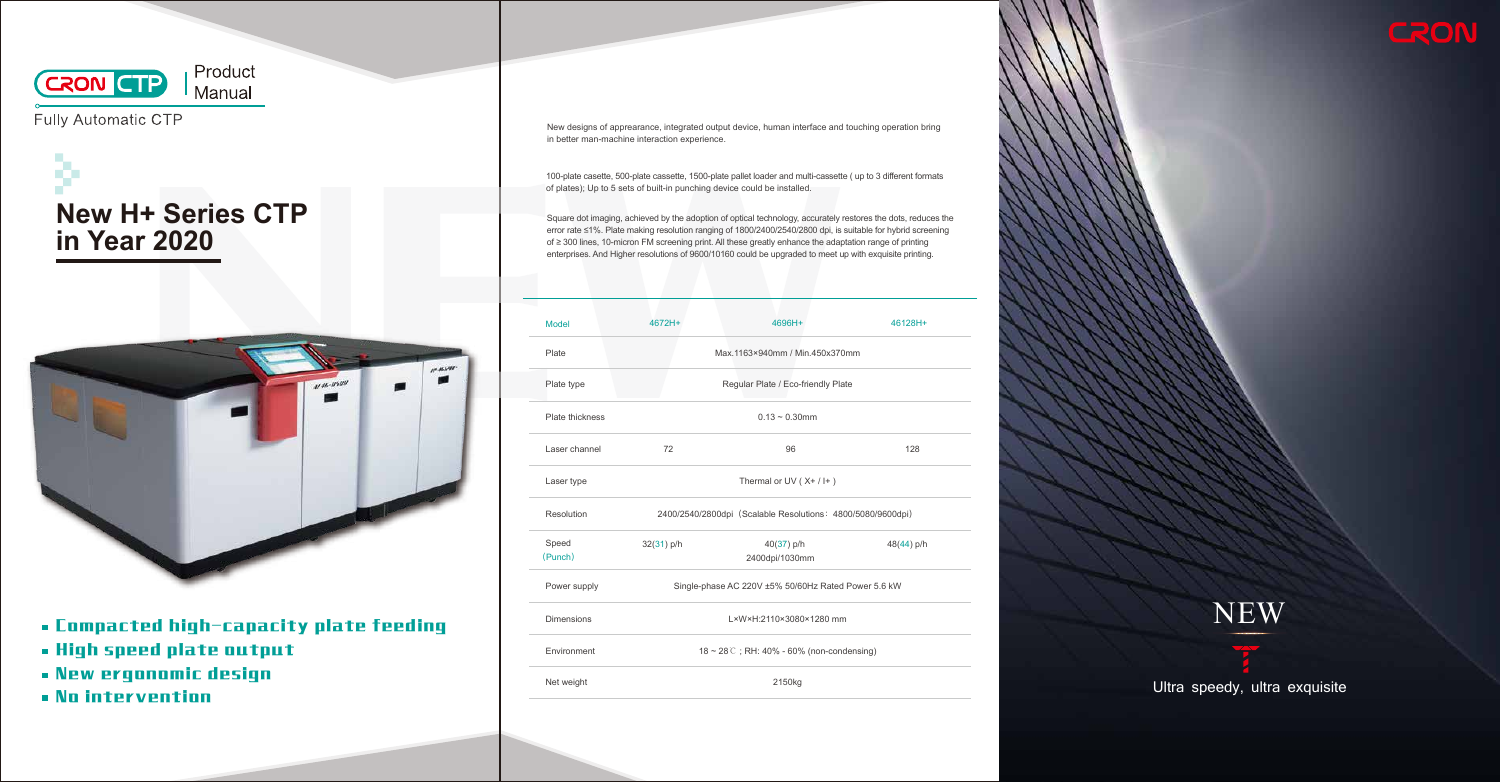CRON CTP | Product Manual

Fully Automatic CTP

# New H+ Series CTP in Year 2020

- Compacted high-capacity plate feeding
- High speed plate output
- New ergonomic design
- No intervention

New designs of apprearance, integrated output device, human interface and touching operation bring in better man-machine interaction experience.

100-plate casette, 500-plate cassette, 1500-plate pallet loader and multi-cassette ( up to 3 different formats of plates); Up to 5 sets of built-in punching device could be installed.

Square dot imaging, achieved by the adoption of optical technology, accurately restores the dots, reduces the error rate ≤1%. Plate making resolution ranging of 1800/2400/2540/2800 dpi, is suitable for hybrid screening of ≥ 300 lines, 10-micron FM screening print. All these greatly enhance the adaptation range of printing enterprises. And Higher resolutions of 9600/10160 could be upgraded to meet up with exquisite printing.

| Model | 4672H+ | 4696H+ | 46128H+ |
|---|---|---|---|
| Plate | Max.1163×940mm / Min.450x370mm | | |
| Plate type | Regular Plate / Eco-friendly Plate | | |
| Plate thickness | 0.13 ~ 0.30mm | | |
| Laser channel | 72 | 96 | 128 |
| Laser type | Thermal or UV ( X+ / I+ ) | | |
| Resolution | 2400/2540/2800dpi（Scalable Resolutions：4800/5080/9600dpi） | | |
| Speed (Punch) | 32(31) p/h | 40(37) p/h<br>2400dpi/1030mm | 48(44) p/h |
| Power supply | Single-phase AC 220V ±5% 50/60Hz Rated Power 5.6 kW | | |
| Dimensions | L×W×H:2110×3080×1280 mm | | |
| Environment | 18 ~ 28℃；RH: 40% - 60% (non-condensing) | | |
| Net weight | 2150kg | | |

CRON

NEW

Ultra speedy, ultra exquisite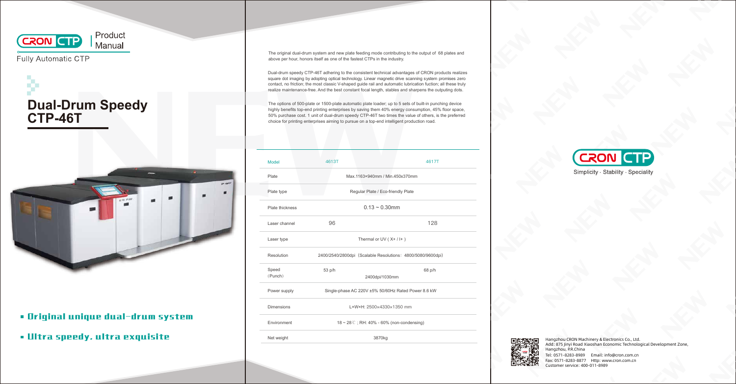CRON CTP | Product Manual

Fully Automatic CTP

# Dual-Drum Speedy CTP-46T

- Original unique dual-drum system
- Ultra speedy, ultra exquisite

The original dual-drum system and new plate feeding mode contributing to the output of 68 plates and above per hour, honors itself as one of the fastest CTPs in the industry.

Dual-drum speedy CTP-46T adhering to the consistent technical advantages of CRON products realizes square dot imaging by adopting optical technology. Linear magnetic drive scanning system promises zero contact, no friction; the most classic V-shaped guide rail and automatic lubrication fuction; all these truly realize maintenance-free. And the best constant focal length, stables and sharpens the outputing dots.

The options of 500-plate or 1500-plate automatic plate loader; up to 5 sets of built-in punching device highly benefits top-end printing enterprises by saving them 40% energy consumption, 45% floor space, 50% purchase cost. 1 unit of dual-drum speedy CTP-46T two times the value of others, is the preferred choice for printing enterprises aiming to pursue on a top-end intelligent production road.

| Model | 4613T | 4617T |
| --- | --- | --- |
| Plate | Max.1163×940mm / Min.450x370mm | |
| Plate type | Regular Plate / Eco-friendly Plate | |
| Plate thickness | 0.13 ~ 0.30mm | |
| Laser channel | 96 | 128 |
| Laser type | Thermal or UV ( X+ / I+ ) | |
| Resolution | 2400/2540/2800dpi（Scalable Resolutions：4800/5080/9600dpi) | |
| Speed (Punch) | 53 p/h<br>2400dpi/1030mm | 68 p/h |
| Power supply | Single-phase AC 220V ±5% 50/60Hz Rated Power 8.6 kW | |
| Dimensions | L×W×H: 2500×4330×1350 mm | |
| Environment | 18 ~ 28℃ ; RH: 40% - 60% (non-condensing) | |
| Net weight | 3870kg | |

CRON CTP

Simplicity · Stability · Speciality

Hangzhou CRON Machinery & Electronics Co., Ltd.
Add: 875 Jinyi Road Xiaoshan Economic Technological Development Zone, Hangzhou, P.R.China
Tel: 0571-8283-8989 Email: info@cron.com.cn
Fax: 0571-8283-8877 Http: www.cron.com.cn
Customer service: 400-011-8989